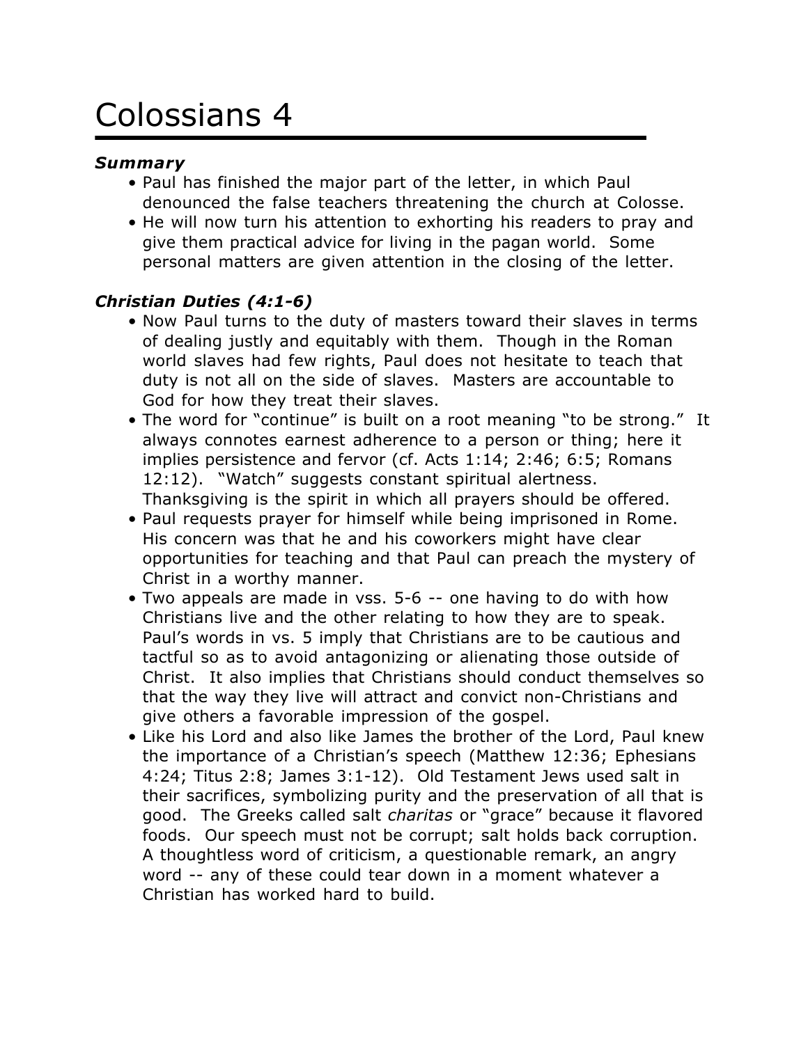# Colossians 4

***Summary***

- Paul has finished the major part of the letter, in which Paul denounced the false teachers threatening the church at Colosse.
- He will now turn his attention to exhorting his readers to pray and give them practical advice for living in the pagan world. Some personal matters are given attention in the closing of the letter.

***Christian Duties (4:1-6)***

- Now Paul turns to the duty of masters toward their slaves in terms of dealing justly and equitably with them. Though in the Roman world slaves had few rights, Paul does not hesitate to teach that duty is not all on the side of slaves. Masters are accountable to God for how they treat their slaves.
- The word for "continue" is built on a root meaning "to be strong." It always connotes earnest adherence to a person or thing; here it implies persistence and fervor (cf. Acts 1:14; 2:46; 6:5; Romans 12:12). "Watch" suggests constant spiritual alertness. Thanksgiving is the spirit in which all prayers should be offered.
- Paul requests prayer for himself while being imprisoned in Rome. His concern was that he and his coworkers might have clear opportunities for teaching and that Paul can preach the mystery of Christ in a worthy manner.
- Two appeals are made in vss. 5-6 -- one having to do with how Christians live and the other relating to how they are to speak. Paul's words in vs. 5 imply that Christians are to be cautious and tactful so as to avoid antagonizing or alienating those outside of Christ. It also implies that Christians should conduct themselves so that the way they live will attract and convict non-Christians and give others a favorable impression of the gospel.
- Like his Lord and also like James the brother of the Lord, Paul knew the importance of a Christian's speech (Matthew 12:36; Ephesians 4:24; Titus 2:8; James 3:1-12). Old Testament Jews used salt in their sacrifices, symbolizing purity and the preservation of all that is good. The Greeks called salt *charitas* or "grace" because it flavored foods. Our speech must not be corrupt; salt holds back corruption. A thoughtless word of criticism, a questionable remark, an angry word -- any of these could tear down in a moment whatever a Christian has worked hard to build.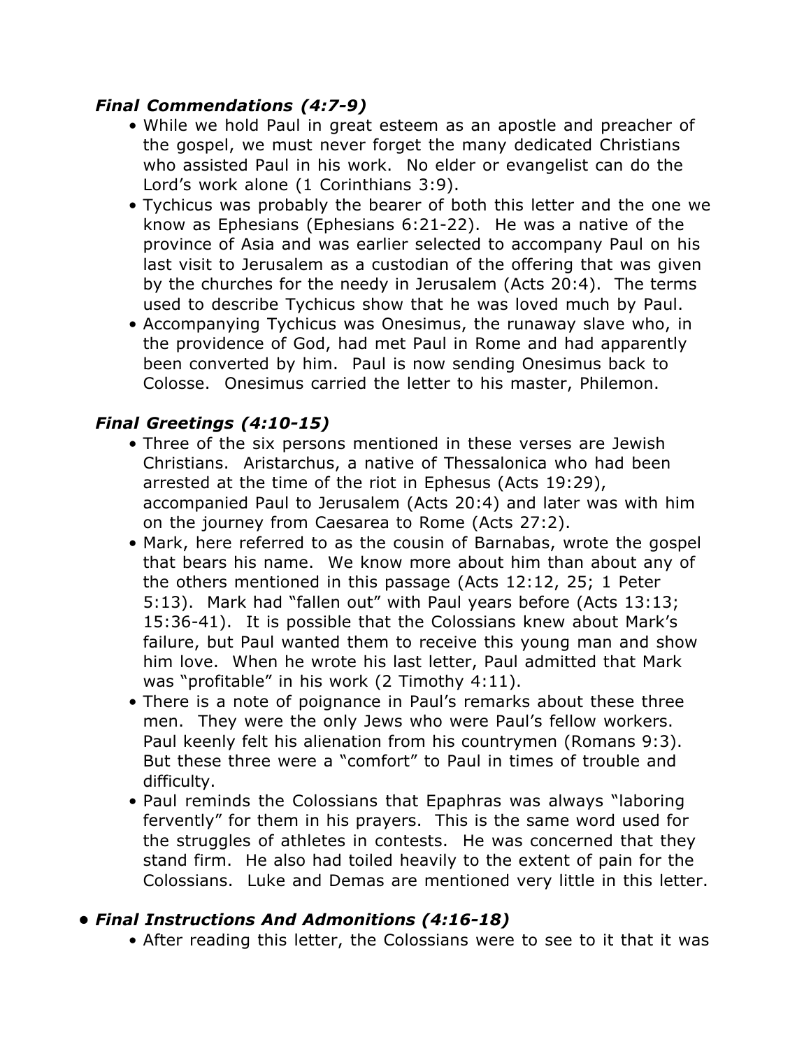*Final Commendations (4:7-9)*

- While we hold Paul in great esteem as an apostle and preacher of the gospel, we must never forget the many dedicated Christians who assisted Paul in his work. No elder or evangelist can do the Lord's work alone (1 Corinthians 3:9).
- Tychicus was probably the bearer of both this letter and the one we know as Ephesians (Ephesians 6:21-22). He was a native of the province of Asia and was earlier selected to accompany Paul on his last visit to Jerusalem as a custodian of the offering that was given by the churches for the needy in Jerusalem (Acts 20:4). The terms used to describe Tychicus show that he was loved much by Paul.
- Accompanying Tychicus was Onesimus, the runaway slave who, in the providence of God, had met Paul in Rome and had apparently been converted by him. Paul is now sending Onesimus back to Colosse. Onesimus carried the letter to his master, Philemon.

*Final Greetings (4:10-15)*

- Three of the six persons mentioned in these verses are Jewish Christians. Aristarchus, a native of Thessalonica who had been arrested at the time of the riot in Ephesus (Acts 19:29), accompanied Paul to Jerusalem (Acts 20:4) and later was with him on the journey from Caesarea to Rome (Acts 27:2).
- Mark, here referred to as the cousin of Barnabas, wrote the gospel that bears his name. We know more about him than about any of the others mentioned in this passage (Acts 12:12, 25; 1 Peter 5:13). Mark had "fallen out" with Paul years before (Acts 13:13; 15:36-41). It is possible that the Colossians knew about Mark's failure, but Paul wanted them to receive this young man and show him love. When he wrote his last letter, Paul admitted that Mark was "profitable" in his work (2 Timothy 4:11).
- There is a note of poignance in Paul's remarks about these three men. They were the only Jews who were Paul's fellow workers. Paul keenly felt his alienation from his countrymen (Romans 9:3). But these three were a "comfort" to Paul in times of trouble and difficulty.
- Paul reminds the Colossians that Epaphras was always "laboring fervently" for them in his prayers. This is the same word used for the struggles of athletes in contests. He was concerned that they stand firm. He also had toiled heavily to the extent of pain for the Colossians. Luke and Demas are mentioned very little in this letter.

- ***Final Instructions And Admonitions (4:16-18)***
  - After reading this letter, the Colossians were to see to it that it was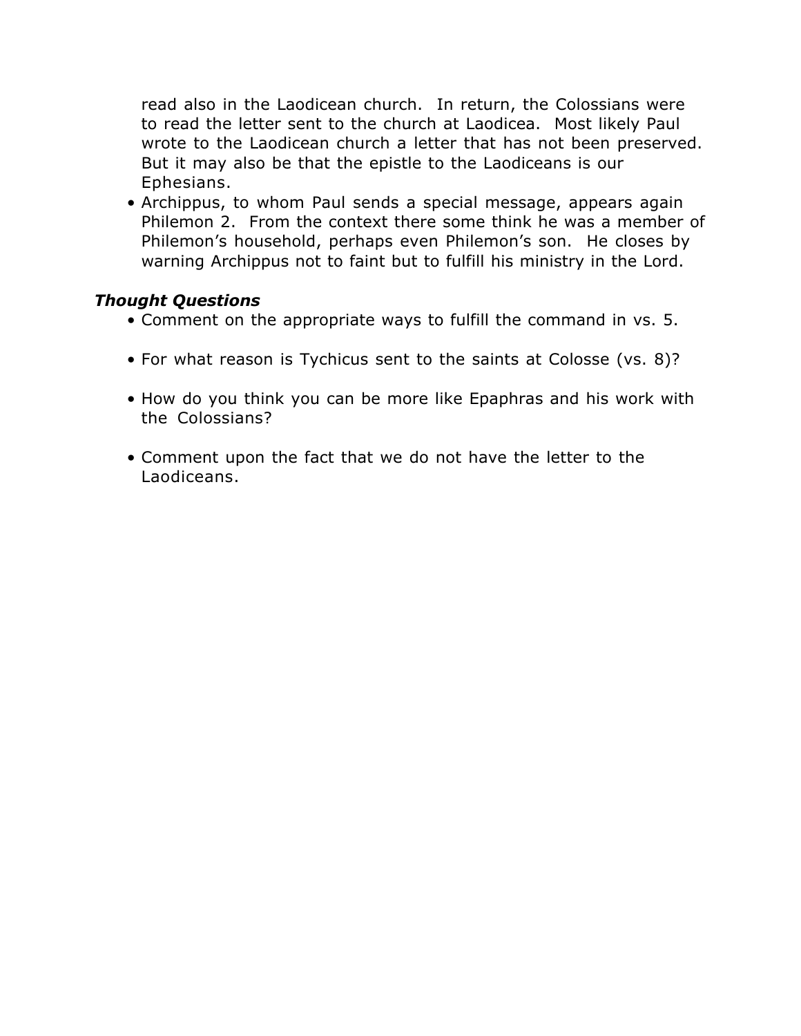read also in the Laodicean church. In return, the Colossians were to read the letter sent to the church at Laodicea. Most likely Paul wrote to the Laodicean church a letter that has not been preserved. But it may also be that the epistle to the Laodiceans is our Ephesians.
- Archippus, to whom Paul sends a special message, appears again Philemon 2. From the context there some think he was a member of Philemon's household, perhaps even Philemon's son. He closes by warning Archippus not to faint but to fulfill his ministry in the Lord.

***Thought Questions***

- Comment on the appropriate ways to fulfill the command in vs. 5.
- For what reason is Tychicus sent to the saints at Colosse (vs. 8)?
- How do you think you can be more like Epaphras and his work with the Colossians?
- Comment upon the fact that we do not have the letter to the Laodiceans.